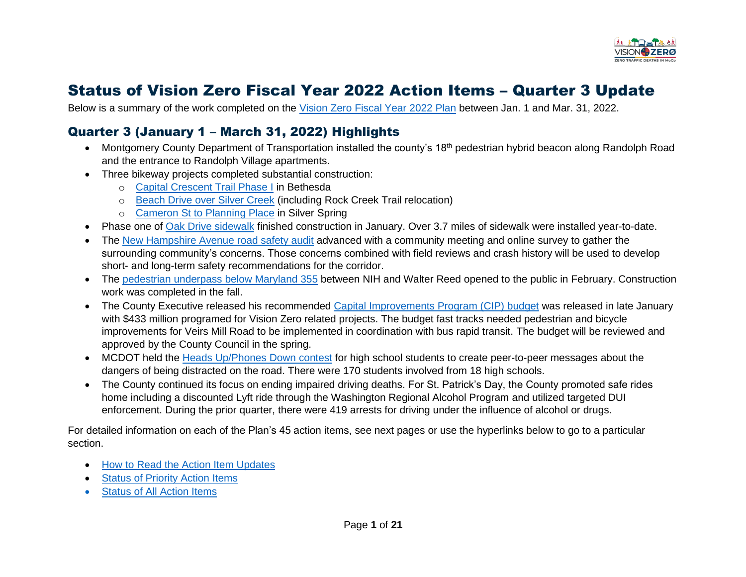# Status of Vision Zero Fiscal Year 2022 Action Items – Quarter 3 Update

Below is a summary of the work completed on the [Vision Zero Fiscal Year 2022 Plan] between Jan. 1 and Mar. 31, 2022.

## Quarter 3 (January 1 – March 31, 2022) Highlights

- Montgomery County Department of Transportation installed the county's 18th pedestrian hybrid beacon along Randolph Road and the entrance to Randolph Village apartments.
- Three bikeway projects completed substantial construction:
  - Capital Crescent Trail Phase I in Bethesda
  - Beach Drive over Silver Creek (including Rock Creek Trail relocation)
  - Cameron St to Planning Place in Silver Spring
- Phase one of Oak Drive sidewalk finished construction in January. Over 3.7 miles of sidewalk were installed year-to-date.
- The New Hampshire Avenue road safety audit advanced with a community meeting and online survey to gather the surrounding community's concerns. Those concerns combined with field reviews and crash history will be used to develop short- and long-term safety recommendations for the corridor.
- The pedestrian underpass below Maryland 355 between NIH and Walter Reed opened to the public in February. Construction work was completed in the fall.
- The County Executive released his recommended Capital Improvements Program (CIP) budget was released in late January with $433 million programed for Vision Zero related projects. The budget fast tracks needed pedestrian and bicycle improvements for Veirs Mill Road to be implemented in coordination with bus rapid transit. The budget will be reviewed and approved by the County Council in the spring.
- MCDOT held the Heads Up/Phones Down contest for high school students to create peer-to-peer messages about the dangers of being distracted on the road. There were 170 students involved from 18 high schools.
- The County continued its focus on ending impaired driving deaths. For St. Patrick's Day, the County promoted safe rides home including a discounted Lyft ride through the Washington Regional Alcohol Program and utilized targeted DUI enforcement. During the prior quarter, there were 419 arrests for driving under the influence of alcohol or drugs.

For detailed information on each of the Plan's 45 action items, see next pages or use the hyperlinks below to go to a particular section.

- How to Read the Action Item Updates
- Status of Priority Action Items
- Status of All Action Items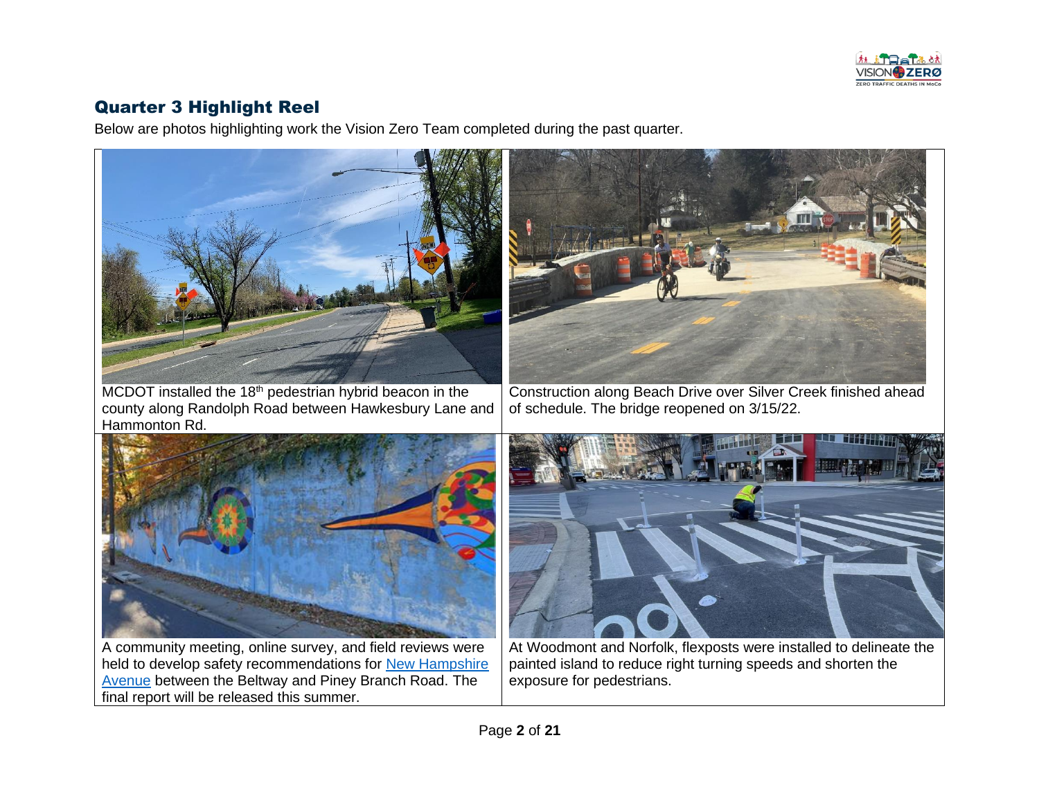## Quarter 3 Highlight Reel

Below are photos highlighting work the Vision Zero Team completed during the past quarter.

MCDOT installed the 18th pedestrian hybrid beacon in the county along Randolph Road between Hawkesbury Lane and Hammonton Rd.

Construction along Beach Drive over Silver Creek finished ahead of schedule. The bridge reopened on 3/15/22.

A community meeting, online survey, and field reviews were held to develop safety recommendations for New Hampshire Avenue between the Beltway and Piney Branch Road. The final report will be released this summer.

At Woodmont and Norfolk, flexposts were installed to delineate the painted island to reduce right turning speeds and shorten the exposure for pedestrians.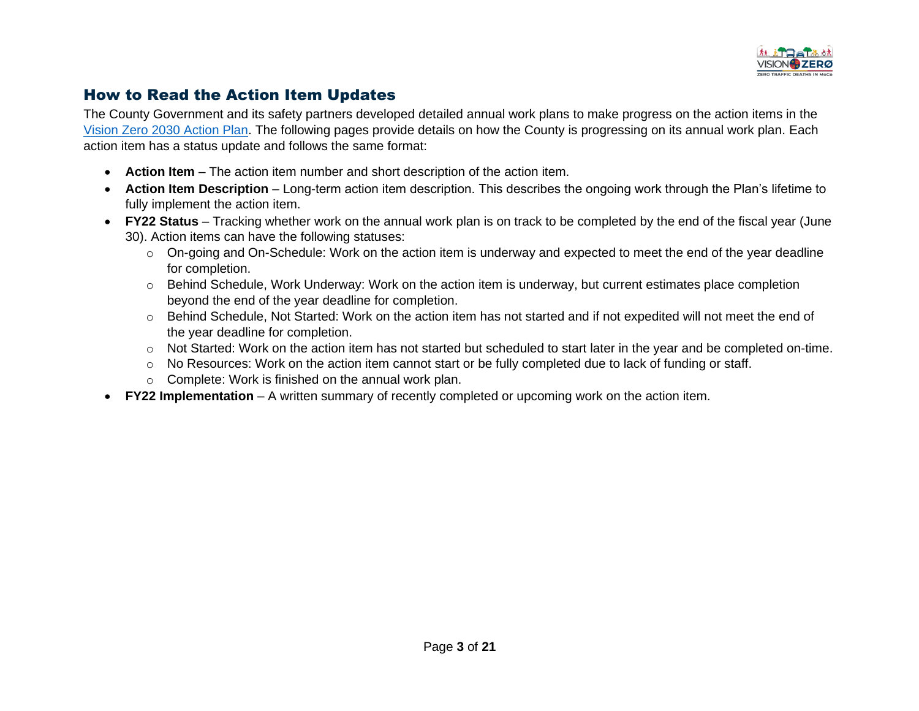## How to Read the Action Item Updates

The County Government and its safety partners developed detailed annual work plans to make progress on the action items in the Vision Zero 2030 Action Plan. The following pages provide details on how the County is progressing on its annual work plan. Each action item has a status update and follows the same format:

- **Action Item** – The action item number and short description of the action item.
- **Action Item Description** – Long-term action item description. This describes the ongoing work through the Plan's lifetime to fully implement the action item.
- **FY22 Status** – Tracking whether work on the annual work plan is on track to be completed by the end of the fiscal year (June 30). Action items can have the following statuses:
  - On-going and On-Schedule: Work on the action item is underway and expected to meet the end of the year deadline for completion.
  - Behind Schedule, Work Underway: Work on the action item is underway, but current estimates place completion beyond the end of the year deadline for completion.
  - Behind Schedule, Not Started: Work on the action item has not started and if not expedited will not meet the end of the year deadline for completion.
  - Not Started: Work on the action item has not started but scheduled to start later in the year and be completed on-time.
  - No Resources: Work on the action item cannot start or be fully completed due to lack of funding or staff.
  - Complete: Work is finished on the annual work plan.
- **FY22 Implementation** – A written summary of recently completed or upcoming work on the action item.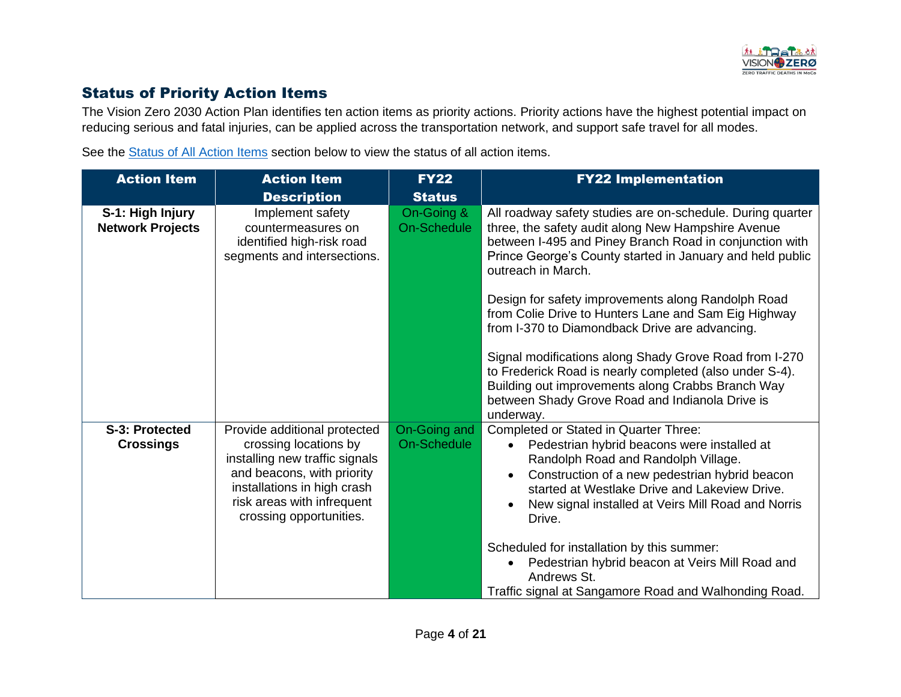## Status of Priority Action Items

The Vision Zero 2030 Action Plan identifies ten action items as priority actions. Priority actions have the highest potential impact on reducing serious and fatal injuries, can be applied across the transportation network, and support safe travel for all modes.

See the Status of All Action Items section below to view the status of all action items.

| Action Item | Action Item Description | FY22 Status | FY22 Implementation |
|---|---|---|---|
| **S-1: High Injury Network Projects** | Implement safety countermeasures on identified high-risk road segments and intersections. | On-Going & On-Schedule | All roadway safety studies are on-schedule. During quarter three, the safety audit along New Hampshire Avenue between I-495 and Piney Branch Road in conjunction with Prince George's County started in January and held public outreach in March.<br><br>Design for safety improvements along Randolph Road from Colie Drive to Hunters Lane and Sam Eig Highway from I-370 to Diamondback Drive are advancing.<br><br>Signal modifications along Shady Grove Road from I-270 to Frederick Road is nearly completed (also under S-4). Building out improvements along Crabbs Branch Way between Shady Grove Road and Indianola Drive is underway. |
| **S-3: Protected Crossings** | Provide additional protected crossing locations by installing new traffic signals and beacons, with priority installations in high crash risk areas with infrequent crossing opportunities. | On-Going and On-Schedule | Completed or Stated in Quarter Three:<br>• Pedestrian hybrid beacons were installed at Randolph Road and Randolph Village.<br>• Construction of a new pedestrian hybrid beacon started at Westlake Drive and Lakeview Drive.<br>• New signal installed at Veirs Mill Road and Norris Drive.<br><br>Scheduled for installation by this summer:<br>• Pedestrian hybrid beacon at Veirs Mill Road and Andrews St.<br>Traffic signal at Sangamore Road and Walhonding Road. |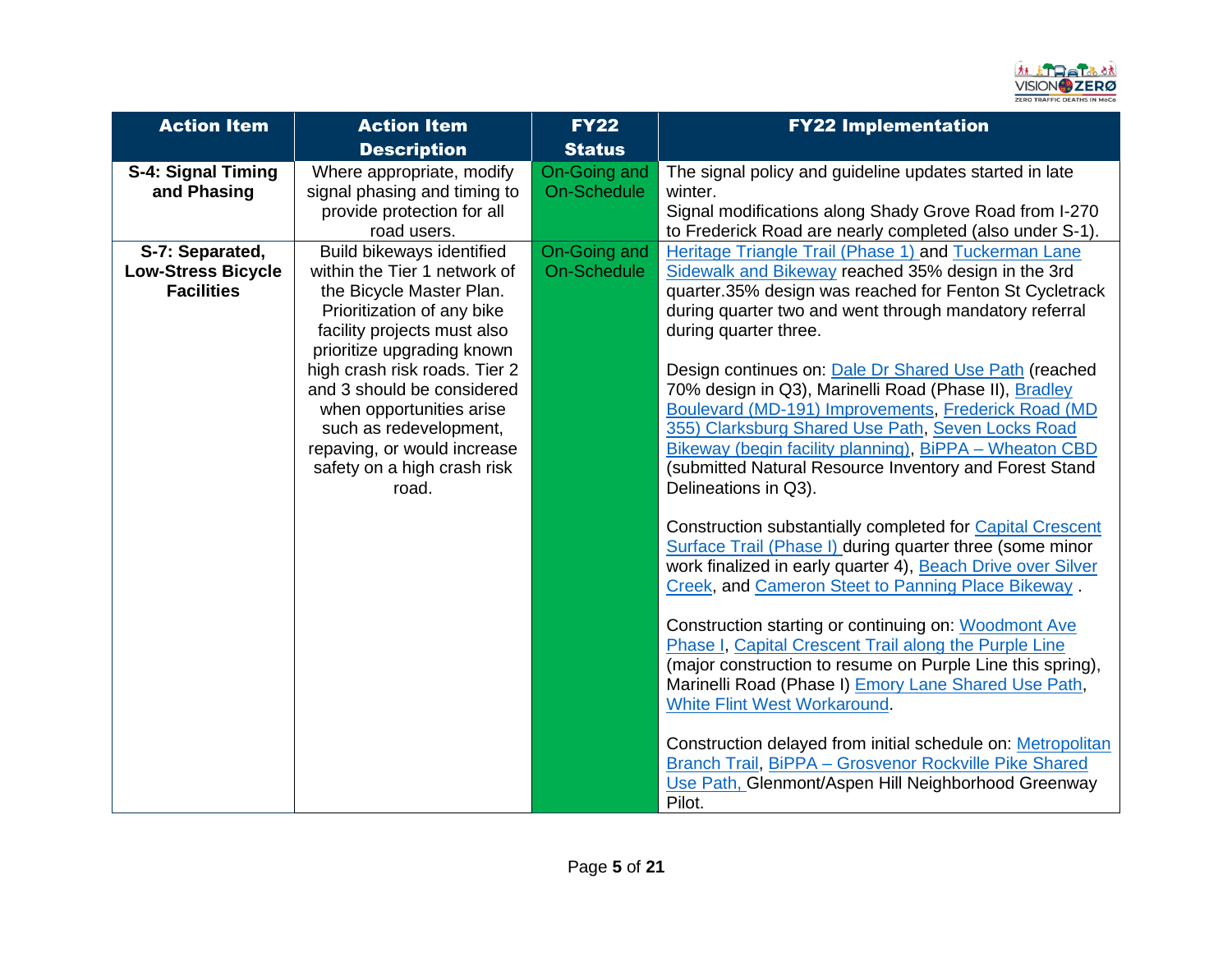| Action Item | Action Item Description | FY22 Status | FY22 Implementation |
|---|---|---|---|
| **S-4: Signal Timing and Phasing** | Where appropriate, modify signal phasing and timing to provide protection for all road users. | On-Going and On-Schedule | The signal policy and guideline updates started in late winter.<br>Signal modifications along Shady Grove Road from I-270 to Frederick Road are nearly completed (also under S-1). |
| **S-7: Separated, Low-Stress Bicycle Facilities** | Build bikeways identified within the Tier 1 network of the Bicycle Master Plan. Prioritization of any bike facility projects must also prioritize upgrading known high crash risk roads. Tier 2 and 3 should be considered when opportunities arise such as redevelopment, repaving, or would increase safety on a high crash risk road. | On-Going and On-Schedule | Heritage Triangle Trail (Phase 1) and Tuckerman Lane Sidewalk and Bikeway reached 35% design in the 3rd quarter.35% design was reached for Fenton St Cycletrack during quarter two and went through mandatory referral during quarter three.<br><br>Design continues on: Dale Dr Shared Use Path (reached 70% design in Q3), Marinelli Road (Phase II), Bradley Boulevard (MD-191) Improvements, Frederick Road (MD 355) Clarksburg Shared Use Path, Seven Locks Road Bikeway (begin facility planning), BiPPA – Wheaton CBD (submitted Natural Resource Inventory and Forest Stand Delineations in Q3).<br><br>Construction substantially completed for Capital Crescent Surface Trail (Phase I) during quarter three (some minor work finalized in early quarter 4), Beach Drive over Silver Creek, and Cameron Steet to Panning Place Bikeway .<br><br>Construction starting or continuing on: Woodmont Ave Phase I, Capital Crescent Trail along the Purple Line (major construction to resume on Purple Line this spring), Marinelli Road (Phase I) Emory Lane Shared Use Path, White Flint West Workaround.<br><br>Construction delayed from initial schedule on: Metropolitan Branch Trail, BiPPA – Grosvenor Rockville Pike Shared Use Path, Glenmont/Aspen Hill Neighborhood Greenway Pilot. |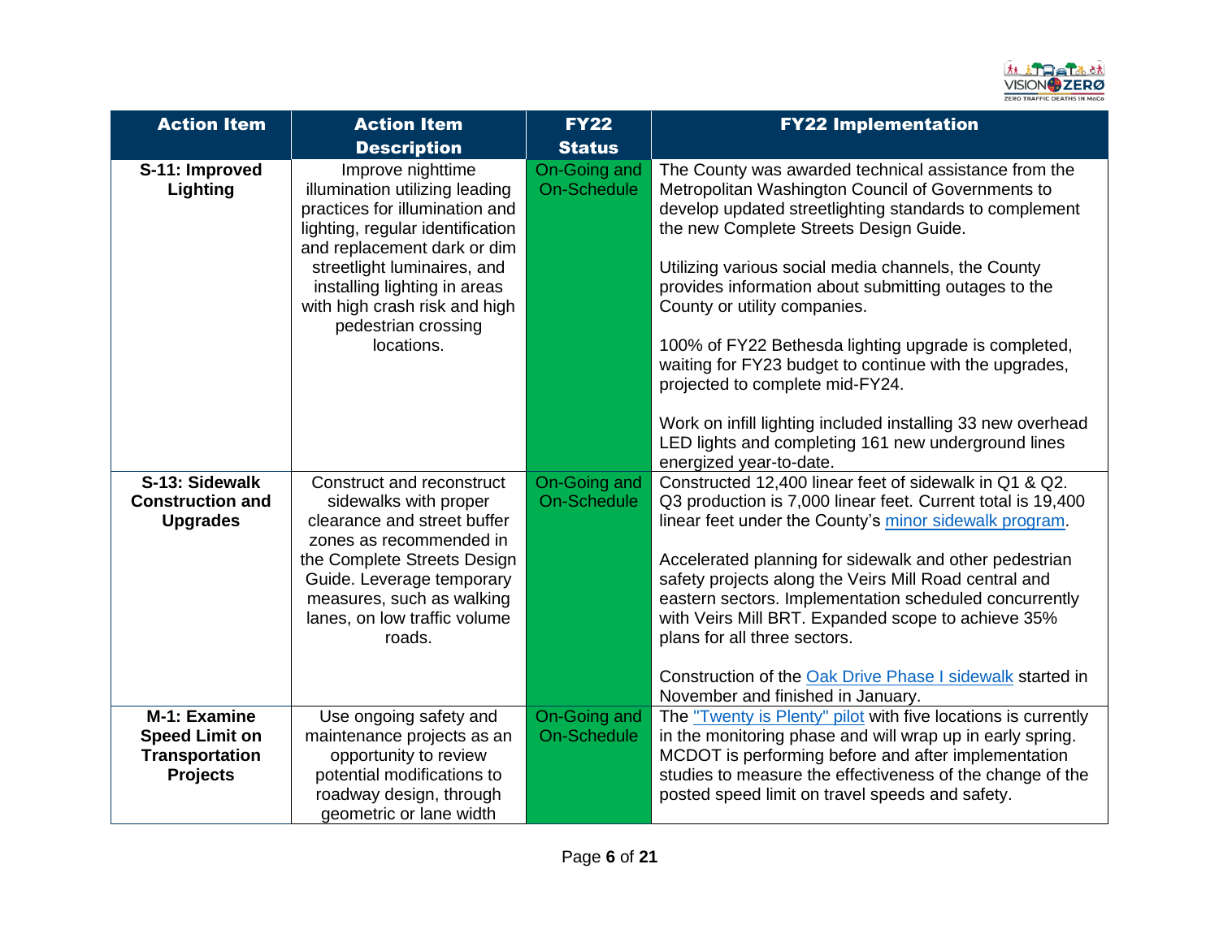| Action Item | Action Item Description | FY22 Status | FY22 Implementation |
|---|---|---|---|
| **S-11: Improved Lighting** | Improve nighttime illumination utilizing leading practices for illumination and lighting, regular identification and replacement dark or dim streetlight luminaires, and installing lighting in areas with high crash risk and high pedestrian crossing locations. | On-Going and On-Schedule | The County was awarded technical assistance from the Metropolitan Washington Council of Governments to develop updated streetlighting standards to complement the new Complete Streets Design Guide.<br><br>Utilizing various social media channels, the County provides information about submitting outages to the County or utility companies.<br><br>100% of FY22 Bethesda lighting upgrade is completed, waiting for FY23 budget to continue with the upgrades, projected to complete mid-FY24.<br><br>Work on infill lighting included installing 33 new overhead LED lights and completing 161 new underground lines energized year-to-date. |
| **S-13: Sidewalk Construction and Upgrades** | Construct and reconstruct sidewalks with proper clearance and street buffer zones as recommended in the Complete Streets Design Guide. Leverage temporary measures, such as walking lanes, on low traffic volume roads. | On-Going and On-Schedule | Constructed 12,400 linear feet of sidewalk in Q1 & Q2. Q3 production is 7,000 linear feet. Current total is 19,400 linear feet under the County's minor sidewalk program.<br><br>Accelerated planning for sidewalk and other pedestrian safety projects along the Veirs Mill Road central and eastern sectors. Implementation scheduled concurrently with Veirs Mill BRT. Expanded scope to achieve 35% plans for all three sectors.<br><br>Construction of the Oak Drive Phase I sidewalk started in November and finished in January. |
| **M-1: Examine Speed Limit on Transportation Projects** | Use ongoing safety and maintenance projects as an opportunity to review potential modifications to roadway design, through geometric or lane width | On-Going and On-Schedule | The "Twenty is Plenty" pilot with five locations is currently in the monitoring phase and will wrap up in early spring. MCDOT is performing before and after implementation studies to measure the effectiveness of the change of the posted speed limit on travel speeds and safety. |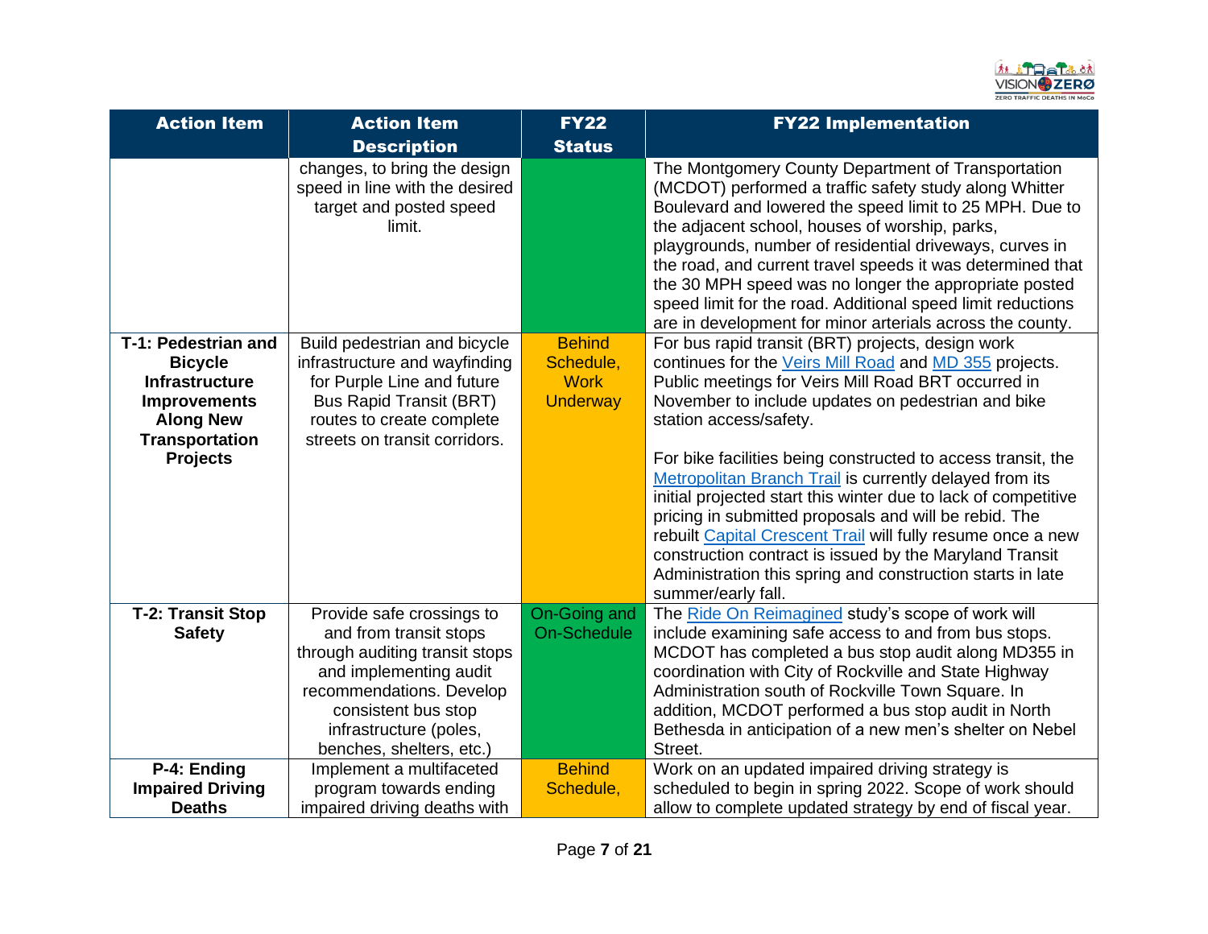| Action Item | Action Item Description | FY22 Status | FY22 Implementation |
|---|---|---|---|
| | changes, to bring the design speed in line with the desired target and posted speed limit. | | The Montgomery County Department of Transportation (MCDOT) performed a traffic safety study along Whitter Boulevard and lowered the speed limit to 25 MPH. Due to the adjacent school, houses of worship, parks, playgrounds, number of residential driveways, curves in the road, and current travel speeds it was determined that the 30 MPH speed was no longer the appropriate posted speed limit for the road. Additional speed limit reductions are in development for minor arterials across the county. |
| **T-1: Pedestrian and Bicycle Infrastructure Improvements Along New Transportation Projects** | Build pedestrian and bicycle infrastructure and wayfinding for Purple Line and future Bus Rapid Transit (BRT) routes to create complete streets on transit corridors. | Behind Schedule, Work Underway | For bus rapid transit (BRT) projects, design work continues for the [Veirs Mill Road]() and [MD 355]() projects. Public meetings for Veirs Mill Road BRT occurred in November to include updates on pedestrian and bike station access/safety.<br><br>For bike facilities being constructed to access transit, the [Metropolitan Branch Trail]() is currently delayed from its initial projected start this winter due to lack of competitive pricing in submitted proposals and will be rebid. The rebuilt [Capital Crescent Trail]() will fully resume once a new construction contract is issued by the Maryland Transit Administration this spring and construction starts in late summer/early fall. |
| **T-2: Transit Stop Safety** | Provide safe crossings to and from transit stops through auditing transit stops and implementing audit recommendations. Develop consistent bus stop infrastructure (poles, benches, shelters, etc.) | On-Going and On-Schedule | The [Ride On Reimagined]() study's scope of work will include examining safe access to and from bus stops. MCDOT has completed a bus stop audit along MD355 in coordination with City of Rockville and State Highway Administration south of Rockville Town Square. In addition, MCDOT performed a bus stop audit in North Bethesda in anticipation of a new men's shelter on Nebel Street. |
| **P-4: Ending Impaired Driving Deaths** | Implement a multifaceted program towards ending impaired driving deaths with | Behind Schedule, | Work on an updated impaired driving strategy is scheduled to begin in spring 2022. Scope of work should allow to complete updated strategy by end of fiscal year. |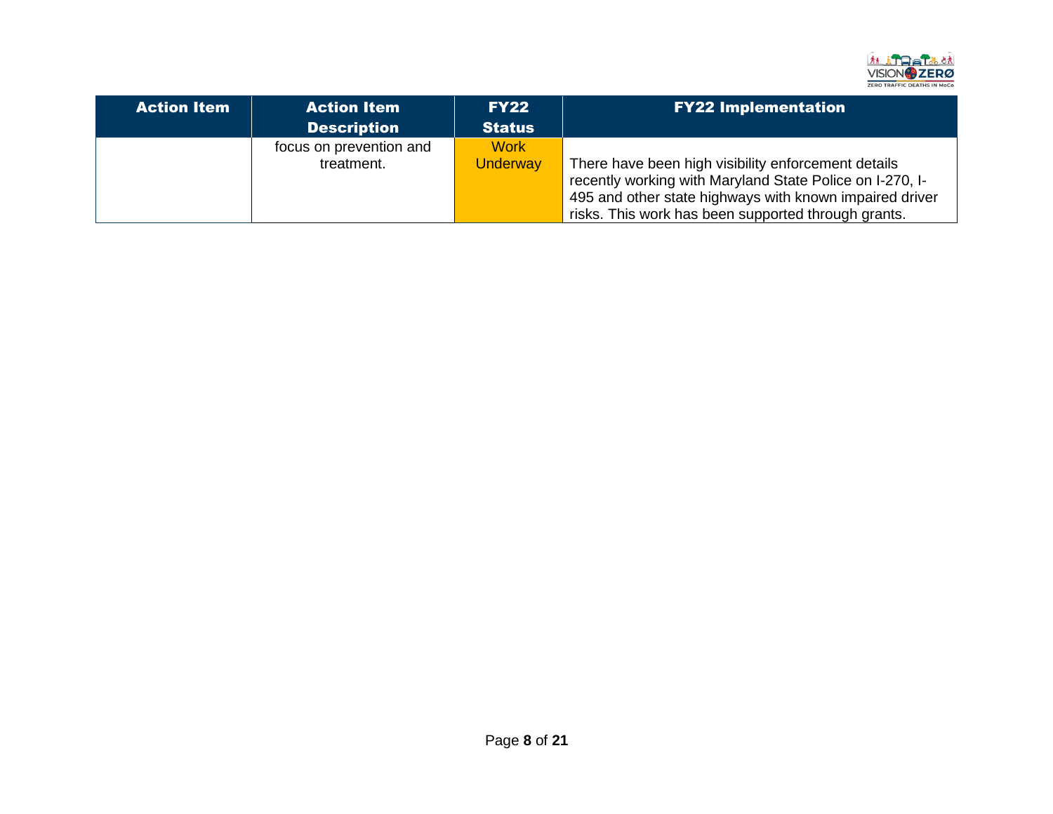| Action Item | Action Item Description | FY22 Status | FY22 Implementation |
|---|---|---|---|
| | focus on prevention and treatment. | Work Underway | There have been high visibility enforcement details recently working with Maryland State Police on I-270, I-495 and other state highways with known impaired driver risks. This work has been supported through grants. |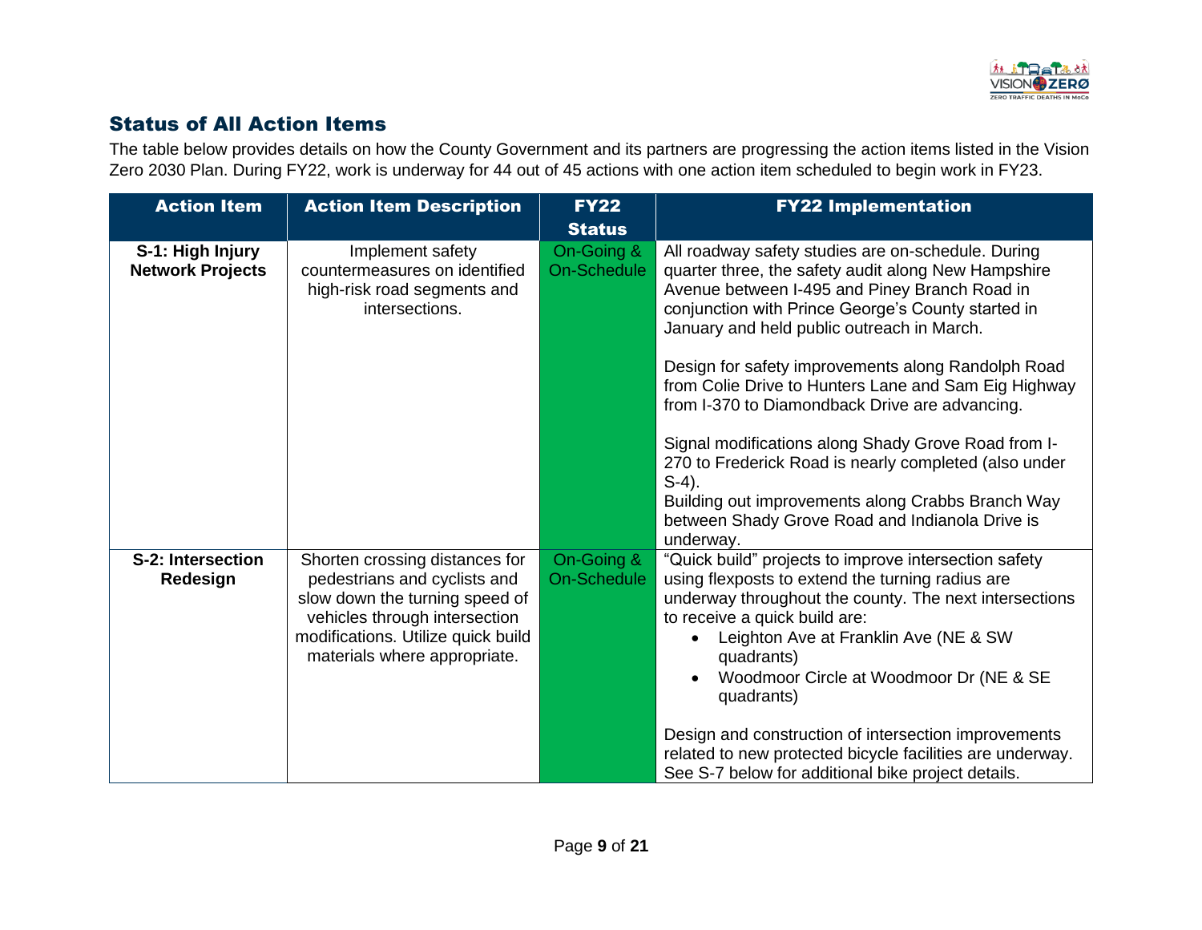## Status of All Action Items

The table below provides details on how the County Government and its partners are progressing the action items listed in the Vision Zero 2030 Plan. During FY22, work is underway for 44 out of 45 actions with one action item scheduled to begin work in FY23.

| Action Item | Action Item Description | FY22 Status | FY22 Implementation |
|---|---|---|---|
| **S-1: High Injury Network Projects** | Implement safety countermeasures on identified high-risk road segments and intersections. | On-Going & On-Schedule | All roadway safety studies are on-schedule. During quarter three, the safety audit along New Hampshire Avenue between I-495 and Piney Branch Road in conjunction with Prince George's County started in January and held public outreach in March.<br><br>Design for safety improvements along Randolph Road from Colie Drive to Hunters Lane and Sam Eig Highway from I-370 to Diamondback Drive are advancing.<br><br>Signal modifications along Shady Grove Road from I-270 to Frederick Road is nearly completed (also under S-4).<br>Building out improvements along Crabbs Branch Way between Shady Grove Road and Indianola Drive is underway. |
| **S-2: Intersection Redesign** | Shorten crossing distances for pedestrians and cyclists and slow down the turning speed of vehicles through intersection modifications. Utilize quick build materials where appropriate. | On-Going & On-Schedule | "Quick build" projects to improve intersection safety using flexposts to extend the turning radius are underway throughout the county. The next intersections to receive a quick build are:<br>• Leighton Ave at Franklin Ave (NE & SW quadrants)<br>• Woodmoor Circle at Woodmoor Dr (NE & SE quadrants)<br><br>Design and construction of intersection improvements related to new protected bicycle facilities are underway. See S-7 below for additional bike project details. |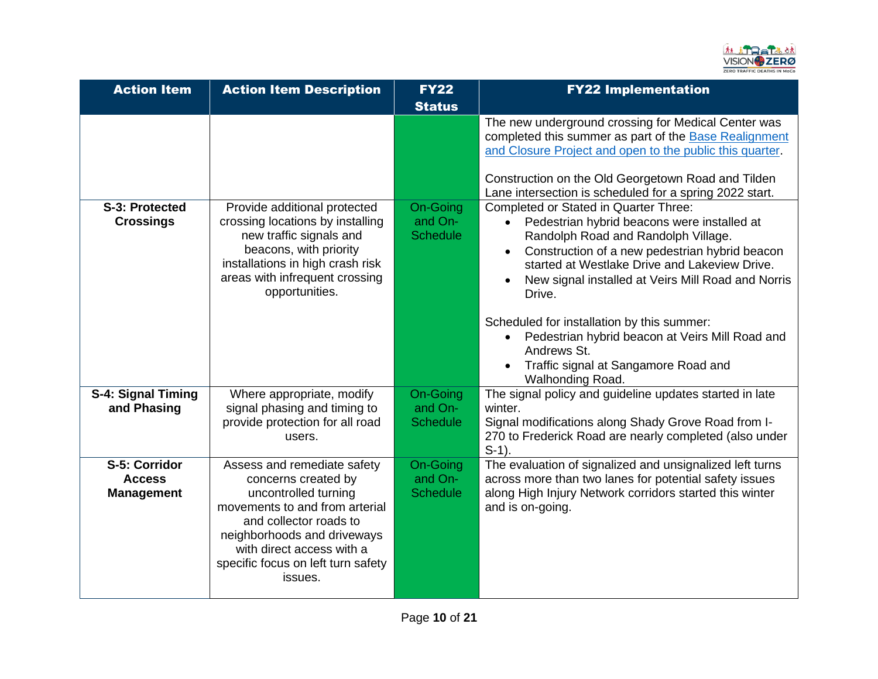| Action Item | Action Item Description | FY22 Status | FY22 Implementation |
|---|---|---|---|
| | | | The new underground crossing for Medical Center was completed this summer as part of the [Base Realignment and Closure Project and open to the public this quarter](). <br><br> Construction on the Old Georgetown Road and Tilden Lane intersection is scheduled for a spring 2022 start. |
| **S-3: Protected Crossings** | Provide additional protected crossing locations by installing new traffic signals and beacons, with priority installations in high crash risk areas with infrequent crossing opportunities. | On-Going and On-Schedule | Completed or Stated in Quarter Three: <br>• Pedestrian hybrid beacons were installed at Randolph Road and Randolph Village. <br>• Construction of a new pedestrian hybrid beacon started at Westlake Drive and Lakeview Drive. <br>• New signal installed at Veirs Mill Road and Norris Drive. <br><br> Scheduled for installation by this summer: <br>• Pedestrian hybrid beacon at Veirs Mill Road and Andrews St. <br>• Traffic signal at Sangamore Road and Walhonding Road. |
| **S-4: Signal Timing and Phasing** | Where appropriate, modify signal phasing and timing to provide protection for all road users. | On-Going and On-Schedule | The signal policy and guideline updates started in late winter. <br> Signal modifications along Shady Grove Road from I-270 to Frederick Road are nearly completed (also under S-1). |
| **S-5: Corridor Access Management** | Assess and remediate safety concerns created by uncontrolled turning movements to and from arterial and collector roads to neighborhoods and driveways with direct access with a specific focus on left turn safety issues. | On-Going and On-Schedule | The evaluation of signalized and unsignalized left turns across more than two lanes for potential safety issues along High Injury Network corridors started this winter and is on-going. |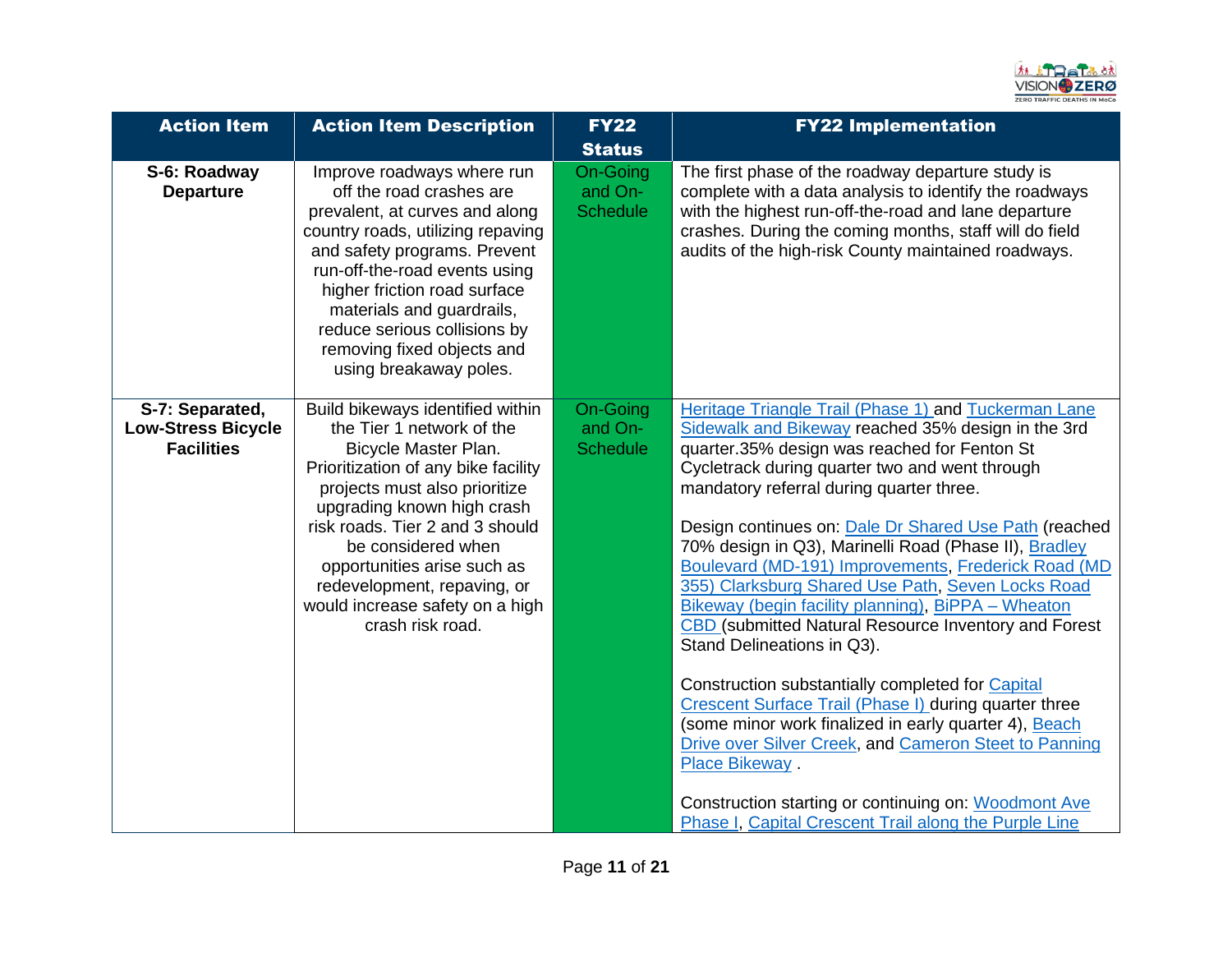| Action Item | Action Item Description | FY22 Status | FY22 Implementation |
|---|---|---|---|
| **S-6: Roadway Departure** | Improve roadways where run off the road crashes are prevalent, at curves and along country roads, utilizing repaving and safety programs. Prevent run-off-the-road events using higher friction road surface materials and guardrails, reduce serious collisions by removing fixed objects and using breakaway poles. | On-Going and On-Schedule | The first phase of the roadway departure study is complete with a data analysis to identify the roadways with the highest run-off-the-road and lane departure crashes. During the coming months, staff will do field audits of the high-risk County maintained roadways. |
| **S-7: Separated, Low-Stress Bicycle Facilities** | Build bikeways identified within the Tier 1 network of the Bicycle Master Plan. Prioritization of any bike facility projects must also prioritize upgrading known high crash risk roads. Tier 2 and 3 should be considered when opportunities arise such as redevelopment, repaving, or would increase safety on a high crash risk road. | On-Going and On-Schedule | Heritage Triangle Trail (Phase 1) and Tuckerman Lane Sidewalk and Bikeway reached 35% design in the 3rd quarter.35% design was reached for Fenton St Cycletrack during quarter two and went through mandatory referral during quarter three.<br><br>Design continues on: Dale Dr Shared Use Path (reached 70% design in Q3), Marinelli Road (Phase II), Bradley Boulevard (MD-191) Improvements, Frederick Road (MD 355) Clarksburg Shared Use Path, Seven Locks Road Bikeway (begin facility planning), BiPPA – Wheaton CBD (submitted Natural Resource Inventory and Forest Stand Delineations in Q3).<br><br>Construction substantially completed for Capital Crescent Surface Trail (Phase I) during quarter three (some minor work finalized in early quarter 4), Beach Drive over Silver Creek, and Cameron Steet to Panning Place Bikeway .<br><br>Construction starting or continuing on: Woodmont Ave Phase I, Capital Crescent Trail along the Purple Line |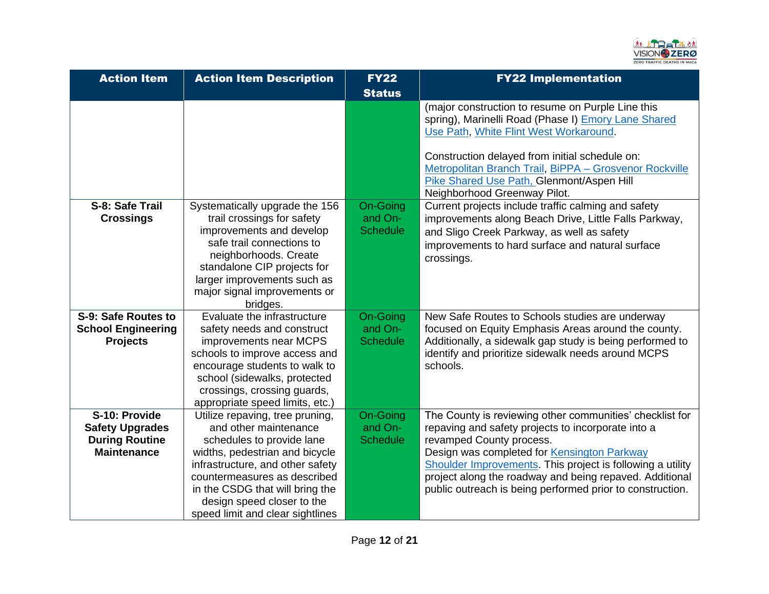| Action Item | Action Item Description | FY22 Status | FY22 Implementation |
|---|---|---|---|
| | | | (major construction to resume on Purple Line this spring), Marinelli Road (Phase I) Emory Lane Shared Use Path, White Flint West Workaround.<br><br>Construction delayed from initial schedule on: Metropolitan Branch Trail, BiPPA – Grosvenor Rockville Pike Shared Use Path, Glenmont/Aspen Hill Neighborhood Greenway Pilot. |
| **S-8: Safe Trail Crossings** | Systematically upgrade the 156 trail crossings for safety improvements and develop safe trail connections to neighborhoods. Create standalone CIP projects for larger improvements such as major signal improvements or bridges. | On-Going and On-Schedule | Current projects include traffic calming and safety improvements along Beach Drive, Little Falls Parkway, and Sligo Creek Parkway, as well as safety improvements to hard surface and natural surface crossings. |
| **S-9: Safe Routes to School Engineering Projects** | Evaluate the infrastructure safety needs and construct improvements near MCPS schools to improve access and encourage students to walk to school (sidewalks, protected crossings, crossing guards, appropriate speed limits, etc.) | On-Going and On-Schedule | New Safe Routes to Schools studies are underway focused on Equity Emphasis Areas around the county. Additionally, a sidewalk gap study is being performed to identify and prioritize sidewalk needs around MCPS schools. |
| **S-10: Provide Safety Upgrades During Routine Maintenance** | Utilize repaving, tree pruning, and other maintenance schedules to provide lane widths, pedestrian and bicycle infrastructure, and other safety countermeasures as described in the CSDG that will bring the design speed closer to the speed limit and clear sightlines | On-Going and On-Schedule | The County is reviewing other communities' checklist for repaving and safety projects to incorporate into a revamped County process.<br>Design was completed for Kensington Parkway Shoulder Improvements. This project is following a utility project along the roadway and being repaved. Additional public outreach is being performed prior to construction. |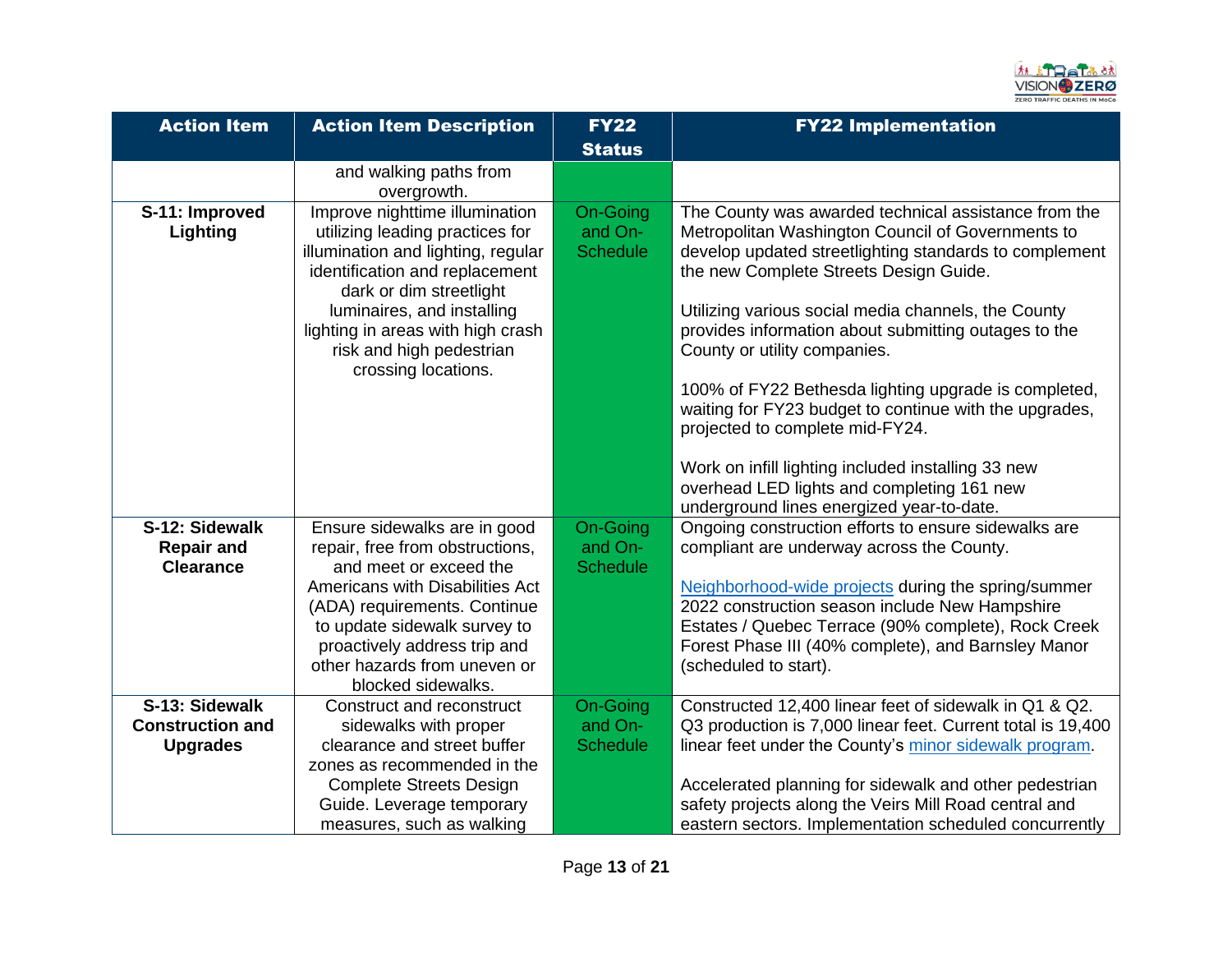| Action Item | Action Item Description | FY22 Status | FY22 Implementation |
|---|---|---|---|
| | and walking paths from overgrowth. | | |
| **S-11: Improved Lighting** | Improve nighttime illumination utilizing leading practices for illumination and lighting, regular identification and replacement dark or dim streetlight luminaires, and installing lighting in areas with high crash risk and high pedestrian crossing locations. | On-Going and On-Schedule | The County was awarded technical assistance from the Metropolitan Washington Council of Governments to develop updated streetlighting standards to complement the new Complete Streets Design Guide.<br><br>Utilizing various social media channels, the County provides information about submitting outages to the County or utility companies.<br><br>100% of FY22 Bethesda lighting upgrade is completed, waiting for FY23 budget to continue with the upgrades, projected to complete mid-FY24.<br><br>Work on infill lighting included installing 33 new overhead LED lights and completing 161 new underground lines energized year-to-date. |
| **S-12: Sidewalk Repair and Clearance** | Ensure sidewalks are in good repair, free from obstructions, and meet or exceed the Americans with Disabilities Act (ADA) requirements. Continue to update sidewalk survey to proactively address trip and other hazards from uneven or blocked sidewalks. | On-Going and On-Schedule | Ongoing construction efforts to ensure sidewalks are compliant are underway across the County.<br><br>Neighborhood-wide projects during the spring/summer 2022 construction season include New Hampshire Estates / Quebec Terrace (90% complete), Rock Creek Forest Phase III (40% complete), and Barnsley Manor (scheduled to start). |
| **S-13: Sidewalk Construction and Upgrades** | Construct and reconstruct sidewalks with proper clearance and street buffer zones as recommended in the Complete Streets Design Guide. Leverage temporary measures, such as walking | On-Going and On-Schedule | Constructed 12,400 linear feet of sidewalk in Q1 & Q2. Q3 production is 7,000 linear feet. Current total is 19,400 linear feet under the County's minor sidewalk program.<br><br>Accelerated planning for sidewalk and other pedestrian safety projects along the Veirs Mill Road central and eastern sectors. Implementation scheduled concurrently |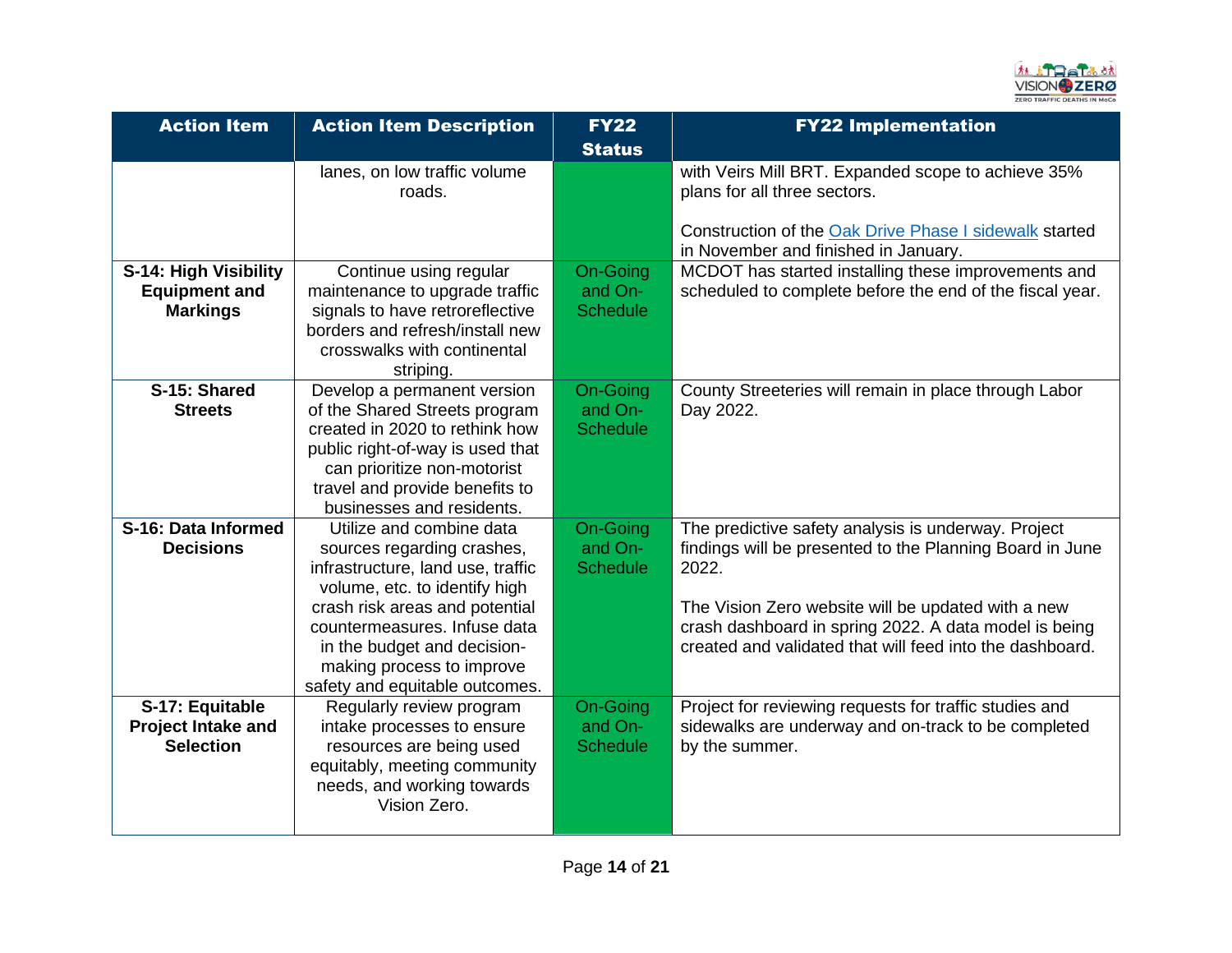| Action Item | Action Item Description | FY22 Status | FY22 Implementation |
| --- | --- | --- | --- |
| | lanes, on low traffic volume roads. | | with Veirs Mill BRT. Expanded scope to achieve 35% plans for all three sectors.<br><br>Construction of the Oak Drive Phase I sidewalk started in November and finished in January. |
| **S-14: High Visibility Equipment and Markings** | Continue using regular maintenance to upgrade traffic signals to have retroreflective borders and refresh/install new crosswalks with continental striping. | On-Going and On-Schedule | MCDOT has started installing these improvements and scheduled to complete before the end of the fiscal year. |
| **S-15: Shared Streets** | Develop a permanent version of the Shared Streets program created in 2020 to rethink how public right-of-way is used that can prioritize non-motorist travel and provide benefits to businesses and residents. | On-Going and On-Schedule | County Streeteries will remain in place through Labor Day 2022. |
| **S-16: Data Informed Decisions** | Utilize and combine data sources regarding crashes, infrastructure, land use, traffic volume, etc. to identify high crash risk areas and potential countermeasures. Infuse data in the budget and decision-making process to improve safety and equitable outcomes. | On-Going and On-Schedule | The predictive safety analysis is underway. Project findings will be presented to the Planning Board in June 2022.<br><br>The Vision Zero website will be updated with a new crash dashboard in spring 2022. A data model is being created and validated that will feed into the dashboard. |
| **S-17: Equitable Project Intake and Selection** | Regularly review program intake processes to ensure resources are being used equitably, meeting community needs, and working towards Vision Zero. | On-Going and On-Schedule | Project for reviewing requests for traffic studies and sidewalks are underway and on-track to be completed by the summer. |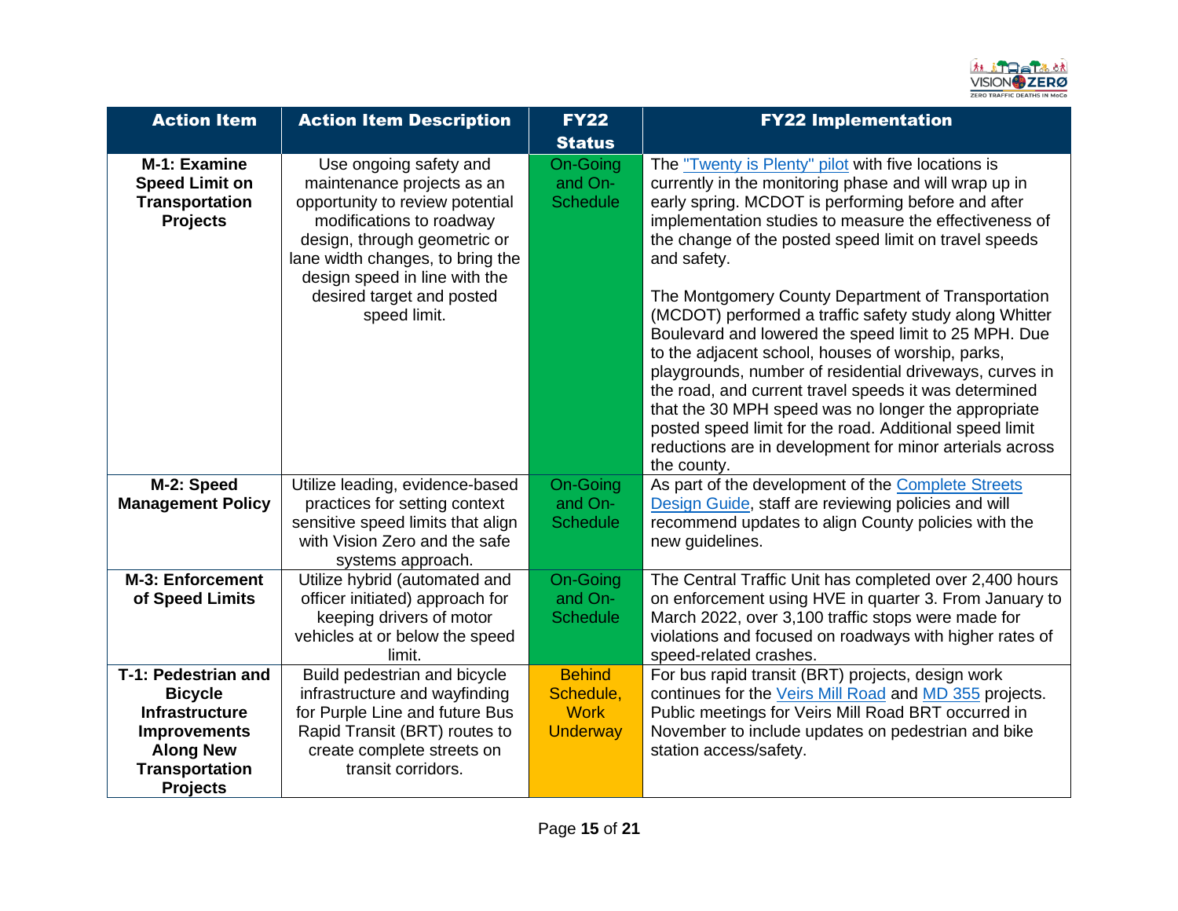| Action Item | Action Item Description | FY22 Status | FY22 Implementation |
|---|---|---|---|
| **M-1: Examine Speed Limit on Transportation Projects** | Use ongoing safety and maintenance projects as an opportunity to review potential modifications to roadway design, through geometric or lane width changes, to bring the design speed in line with the desired target and posted speed limit. | On-Going and On-Schedule | The "Twenty is Plenty" pilot with five locations is currently in the monitoring phase and will wrap up in early spring. MCDOT is performing before and after implementation studies to measure the effectiveness of the change of the posted speed limit on travel speeds and safety.<br><br>The Montgomery County Department of Transportation (MCDOT) performed a traffic safety study along Whitter Boulevard and lowered the speed limit to 25 MPH. Due to the adjacent school, houses of worship, parks, playgrounds, number of residential driveways, curves in the road, and current travel speeds it was determined that the 30 MPH speed was no longer the appropriate posted speed limit for the road. Additional speed limit reductions are in development for minor arterials across the county. |
| **M-2: Speed Management Policy** | Utilize leading, evidence-based practices for setting context sensitive speed limits that align with Vision Zero and the safe systems approach. | On-Going and On-Schedule | As part of the development of the Complete Streets Design Guide, staff are reviewing policies and will recommend updates to align County policies with the new guidelines. |
| **M-3: Enforcement of Speed Limits** | Utilize hybrid (automated and officer initiated) approach for keeping drivers of motor vehicles at or below the speed limit. | On-Going and On-Schedule | The Central Traffic Unit has completed over 2,400 hours on enforcement using HVE in quarter 3. From January to March 2022, over 3,100 traffic stops were made for violations and focused on roadways with higher rates of speed-related crashes. |
| **T-1: Pedestrian and Bicycle Infrastructure Improvements Along New Transportation Projects** | Build pedestrian and bicycle infrastructure and wayfinding for Purple Line and future Bus Rapid Transit (BRT) routes to create complete streets on transit corridors. | Behind Schedule, Work Underway | For bus rapid transit (BRT) projects, design work continues for the Veirs Mill Road and MD 355 projects. Public meetings for Veirs Mill Road BRT occurred in November to include updates on pedestrian and bike station access/safety. |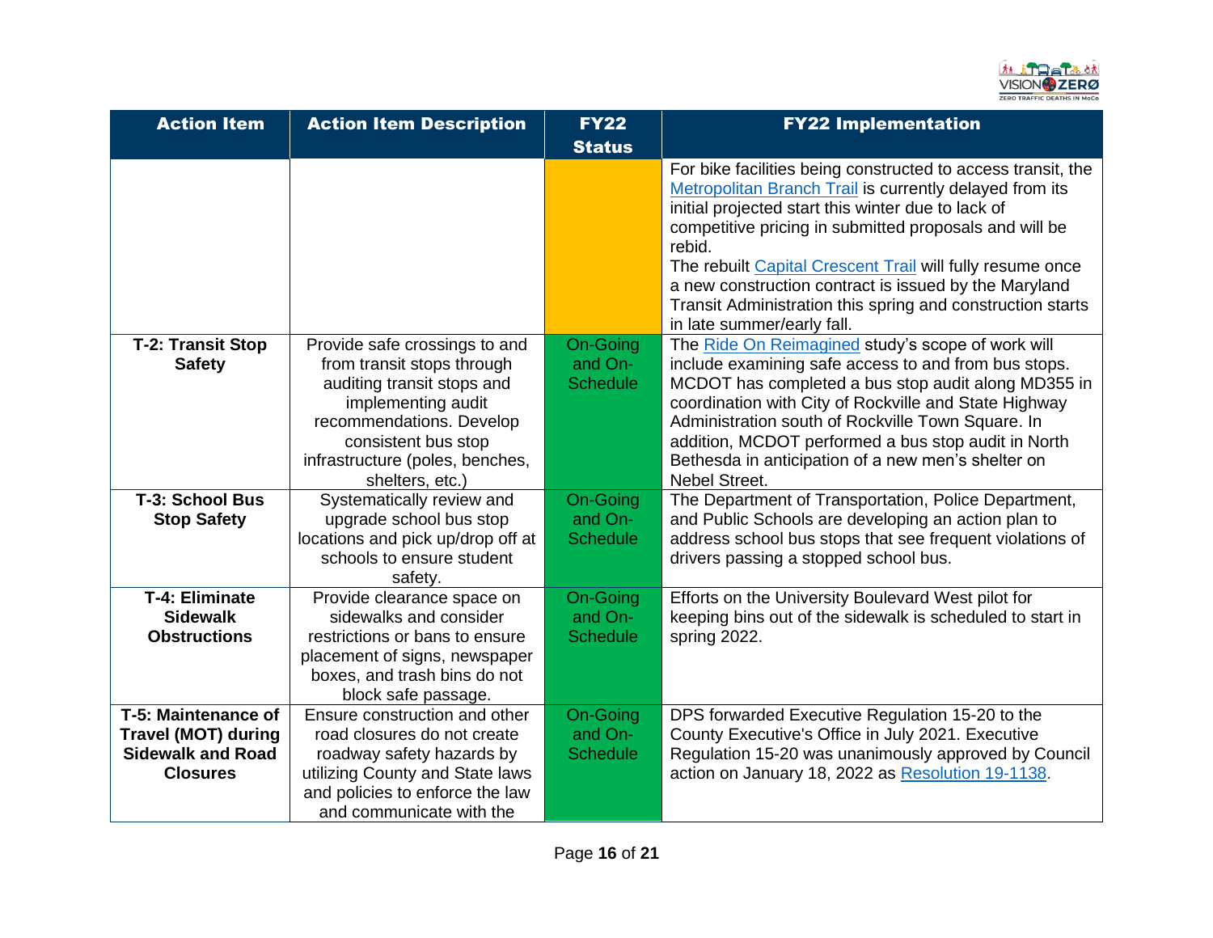| Action Item | Action Item Description | FY22 Status | FY22 Implementation |
|---|---|---|---|
| | | | For bike facilities being constructed to access transit, the Metropolitan Branch Trail is currently delayed from its initial projected start this winter due to lack of competitive pricing in submitted proposals and will be rebid. The rebuilt Capital Crescent Trail will fully resume once a new construction contract is issued by the Maryland Transit Administration this spring and construction starts in late summer/early fall. |
| **T-2: Transit Stop Safety** | Provide safe crossings to and from transit stops through auditing transit stops and implementing audit recommendations. Develop consistent bus stop infrastructure (poles, benches, shelters, etc.) | On-Going and On-Schedule | The Ride On Reimagined study's scope of work will include examining safe access to and from bus stops. MCDOT has completed a bus stop audit along MD355 in coordination with City of Rockville and State Highway Administration south of Rockville Town Square. In addition, MCDOT performed a bus stop audit in North Bethesda in anticipation of a new men's shelter on Nebel Street. |
| **T-3: School Bus Stop Safety** | Systematically review and upgrade school bus stop locations and pick up/drop off at schools to ensure student safety. | On-Going and On-Schedule | The Department of Transportation, Police Department, and Public Schools are developing an action plan to address school bus stops that see frequent violations of drivers passing a stopped school bus. |
| **T-4: Eliminate Sidewalk Obstructions** | Provide clearance space on sidewalks and consider restrictions or bans to ensure placement of signs, newspaper boxes, and trash bins do not block safe passage. | On-Going and On-Schedule | Efforts on the University Boulevard West pilot for keeping bins out of the sidewalk is scheduled to start in spring 2022. |
| **T-5: Maintenance of Travel (MOT) during Sidewalk and Road Closures** | Ensure construction and other road closures do not create roadway safety hazards by utilizing County and State laws and policies to enforce the law and communicate with the | On-Going and On-Schedule | DPS forwarded Executive Regulation 15-20 to the County Executive's Office in July 2021. Executive Regulation 15-20 was unanimously approved by Council action on January 18, 2022 as Resolution 19-1138. |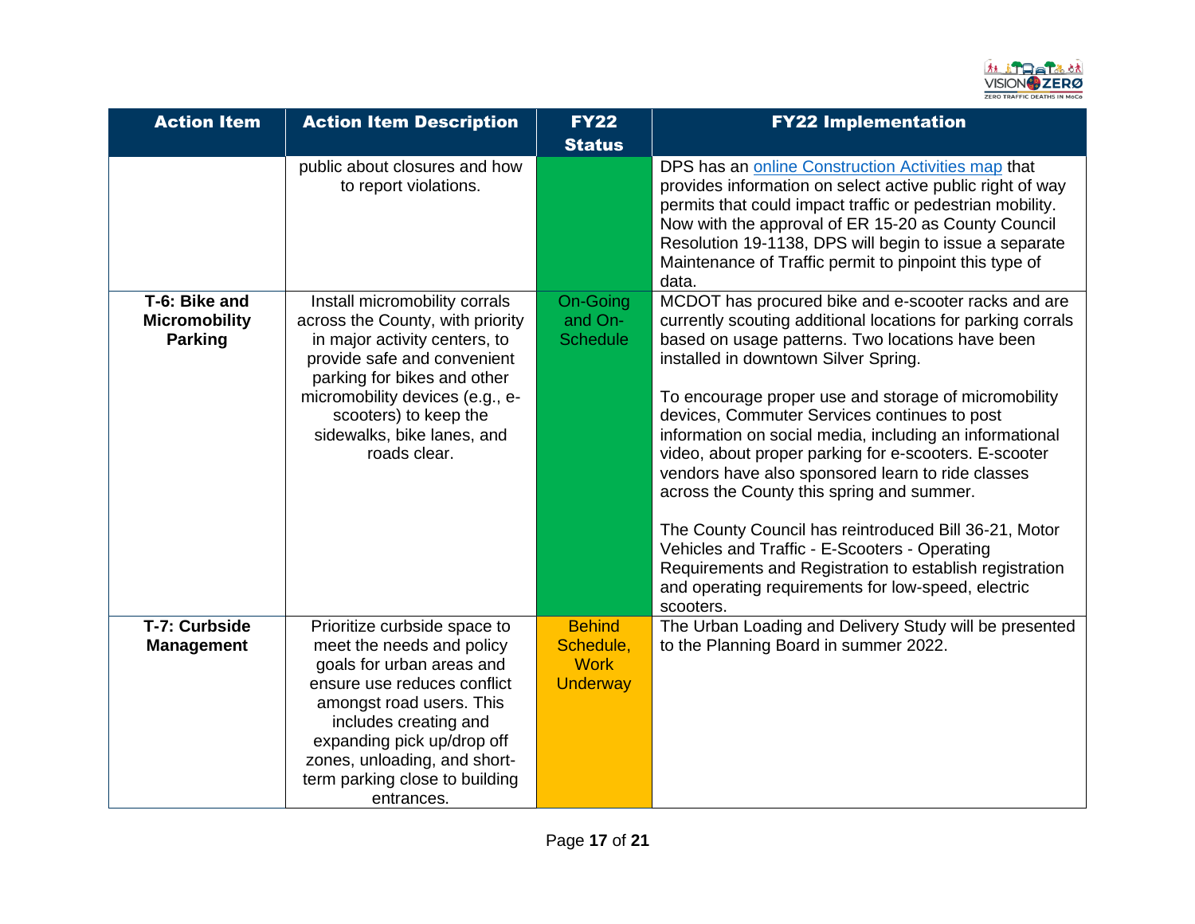| Action Item | Action Item Description | FY22 Status | FY22 Implementation |
|---|---|---|---|
| | public about closures and how to report violations. | | DPS has an [online Construction Activities map]() that provides information on select active public right of way permits that could impact traffic or pedestrian mobility. Now with the approval of ER 15-20 as County Council Resolution 19-1138, DPS will begin to issue a separate Maintenance of Traffic permit to pinpoint this type of data. |
| **T-6: Bike and Micromobility Parking** | Install micromobility corrals across the County, with priority in major activity centers, to provide safe and convenient parking for bikes and other micromobility devices (e.g., e-scooters) to keep the sidewalks, bike lanes, and roads clear. | On-Going and On-Schedule | MCDOT has procured bike and e-scooter racks and are currently scouting additional locations for parking corrals based on usage patterns. Two locations have been installed in downtown Silver Spring.<br><br>To encourage proper use and storage of micromobility devices, Commuter Services continues to post information on social media, including an informational video, about proper parking for e-scooters. E-scooter vendors have also sponsored learn to ride classes across the County this spring and summer.<br><br>The County Council has reintroduced Bill 36-21, Motor Vehicles and Traffic - E-Scooters - Operating Requirements and Registration to establish registration and operating requirements for low-speed, electric scooters. |
| **T-7: Curbside Management** | Prioritize curbside space to meet the needs and policy goals for urban areas and ensure use reduces conflict amongst road users. This includes creating and expanding pick up/drop off zones, unloading, and short-term parking close to building entrances. | Behind Schedule, Work Underway | The Urban Loading and Delivery Study will be presented to the Planning Board in summer 2022. |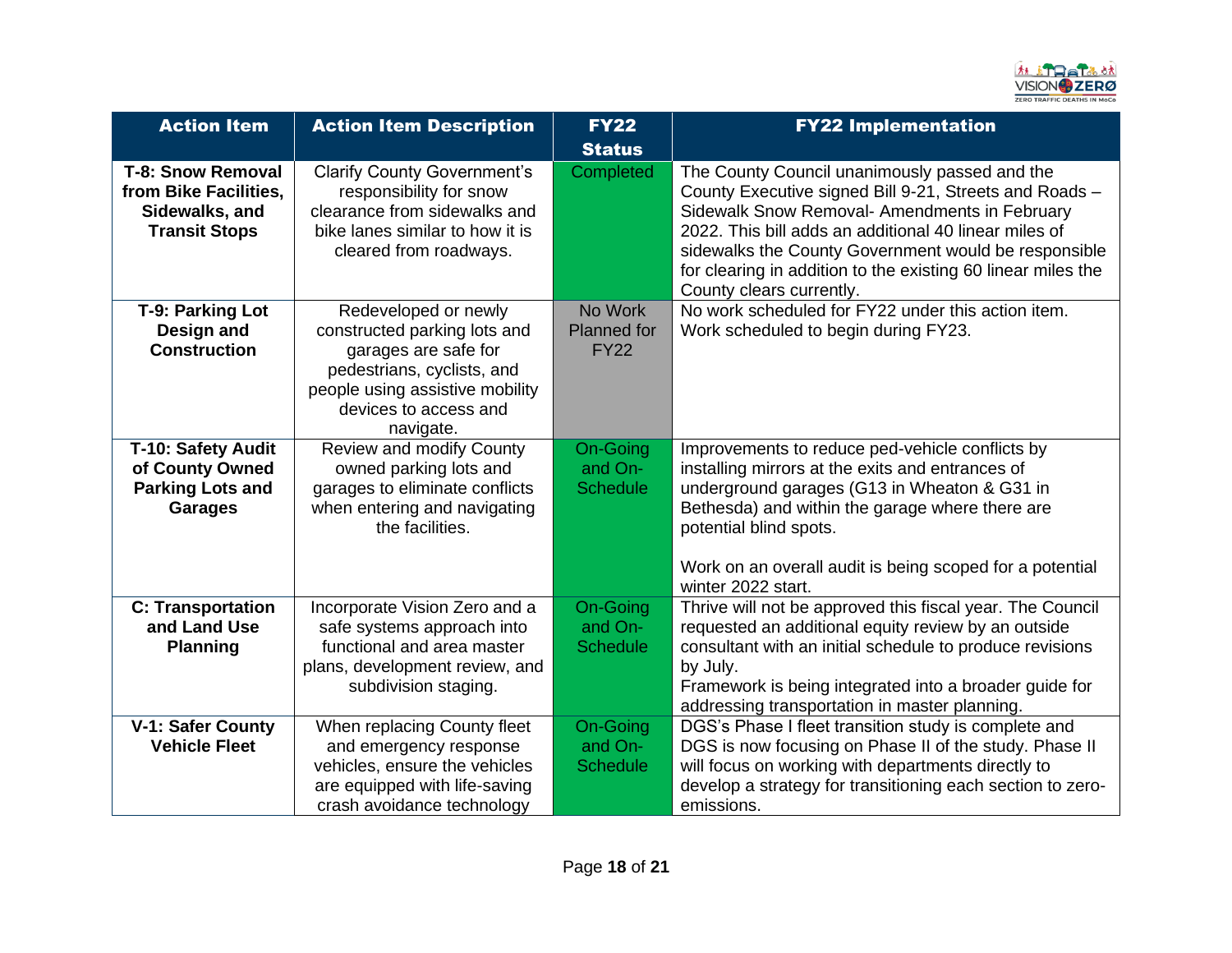| Action Item | Action Item Description | FY22 Status | FY22 Implementation |
|---|---|---|---|
| **T-8: Snow Removal from Bike Facilities, Sidewalks, and Transit Stops** | Clarify County Government's responsibility for snow clearance from sidewalks and bike lanes similar to how it is cleared from roadways. | Completed | The County Council unanimously passed and the County Executive signed Bill 9-21, Streets and Roads – Sidewalk Snow Removal- Amendments in February 2022. This bill adds an additional 40 linear miles of sidewalks the County Government would be responsible for clearing in addition to the existing 60 linear miles the County clears currently. |
| **T-9: Parking Lot Design and Construction** | Redeveloped or newly constructed parking lots and garages are safe for pedestrians, cyclists, and people using assistive mobility devices to access and navigate. | No Work Planned for FY22 | No work scheduled for FY22 under this action item. Work scheduled to begin during FY23. |
| **T-10: Safety Audit of County Owned Parking Lots and Garages** | Review and modify County owned parking lots and garages to eliminate conflicts when entering and navigating the facilities. | On-Going and On-Schedule | Improvements to reduce ped-vehicle conflicts by installing mirrors at the exits and entrances of underground garages (G13 in Wheaton & G31 in Bethesda) and within the garage where there are potential blind spots.<br><br>Work on an overall audit is being scoped for a potential winter 2022 start. |
| **C: Transportation and Land Use Planning** | Incorporate Vision Zero and a safe systems approach into functional and area master plans, development review, and subdivision staging. | On-Going and On-Schedule | Thrive will not be approved this fiscal year. The Council requested an additional equity review by an outside consultant with an initial schedule to produce revisions by July.<br>Framework is being integrated into a broader guide for addressing transportation in master planning. |
| **V-1: Safer County Vehicle Fleet** | When replacing County fleet and emergency response vehicles, ensure the vehicles are equipped with life-saving crash avoidance technology | On-Going and On-Schedule | DGS's Phase I fleet transition study is complete and DGS is now focusing on Phase II of the study. Phase II will focus on working with departments directly to develop a strategy for transitioning each section to zero-emissions. |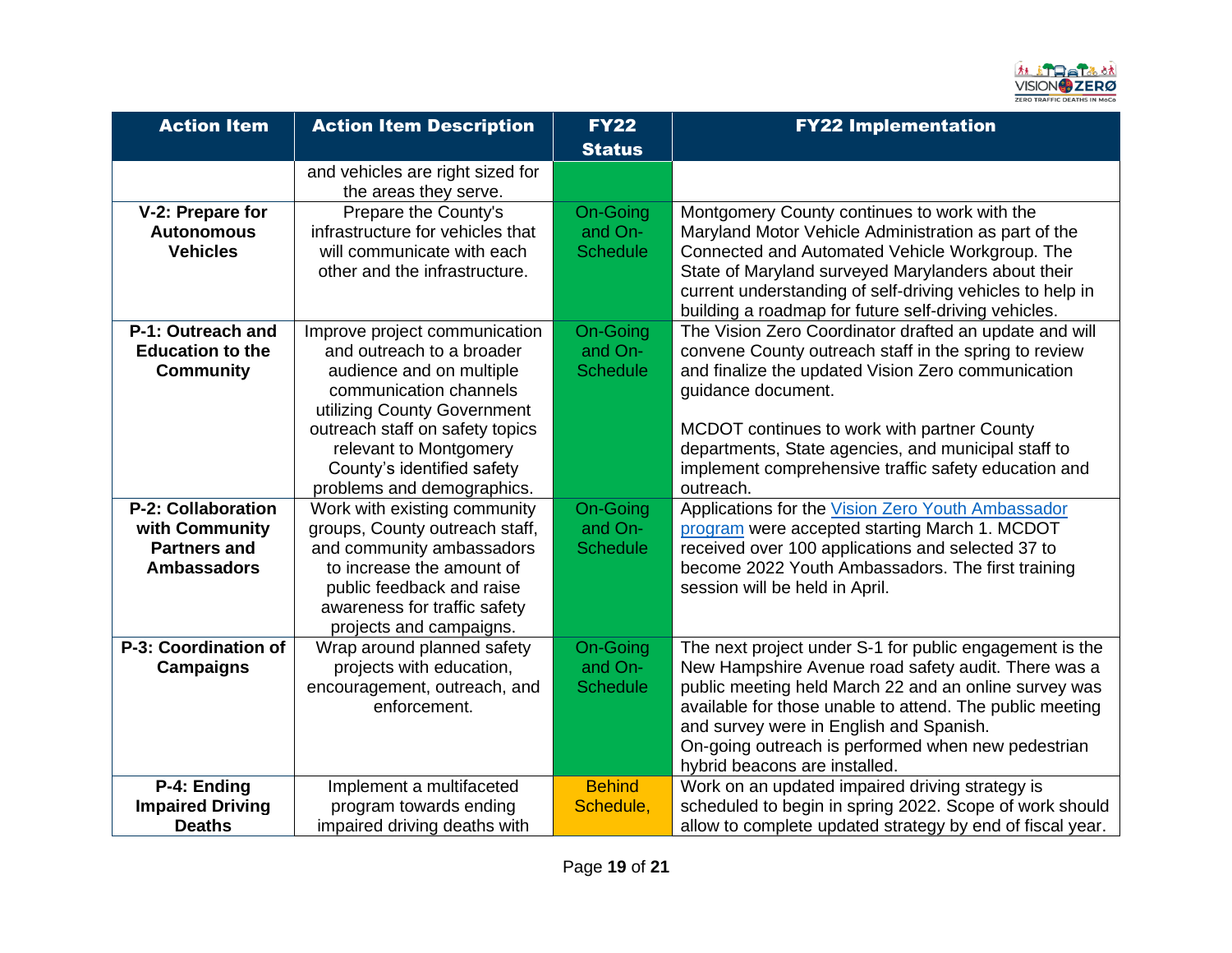| Action Item | Action Item Description | FY22 Status | FY22 Implementation |
| --- | --- | --- | --- |
| | and vehicles are right sized for the areas they serve. | | |
| **V-2: Prepare for Autonomous Vehicles** | Prepare the County's infrastructure for vehicles that will communicate with each other and the infrastructure. | On-Going and On-Schedule | Montgomery County continues to work with the Maryland Motor Vehicle Administration as part of the Connected and Automated Vehicle Workgroup. The State of Maryland surveyed Marylanders about their current understanding of self-driving vehicles to help in building a roadmap for future self-driving vehicles. |
| **P-1: Outreach and Education to the Community** | Improve project communication and outreach to a broader audience and on multiple communication channels utilizing County Government outreach staff on safety topics relevant to Montgomery County's identified safety problems and demographics. | On-Going and On-Schedule | The Vision Zero Coordinator drafted an update and will convene County outreach staff in the spring to review and finalize the updated Vision Zero communication guidance document.<br><br>MCDOT continues to work with partner County departments, State agencies, and municipal staff to implement comprehensive traffic safety education and outreach. |
| **P-2: Collaboration with Community Partners and Ambassadors** | Work with existing community groups, County outreach staff, and community ambassadors to increase the amount of public feedback and raise awareness for traffic safety projects and campaigns. | On-Going and On-Schedule | Applications for the Vision Zero Youth Ambassador program were accepted starting March 1. MCDOT received over 100 applications and selected 37 to become 2022 Youth Ambassadors. The first training session will be held in April. |
| **P-3: Coordination of Campaigns** | Wrap around planned safety projects with education, encouragement, outreach, and enforcement. | On-Going and On-Schedule | The next project under S-1 for public engagement is the New Hampshire Avenue road safety audit. There was a public meeting held March 22 and an online survey was available for those unable to attend. The public meeting and survey were in English and Spanish.<br>On-going outreach is performed when new pedestrian hybrid beacons are installed. |
| **P-4: Ending Impaired Driving Deaths** | Implement a multifaceted program towards ending impaired driving deaths with | Behind Schedule, | Work on an updated impaired driving strategy is scheduled to begin in spring 2022. Scope of work should allow to complete updated strategy by end of fiscal year. |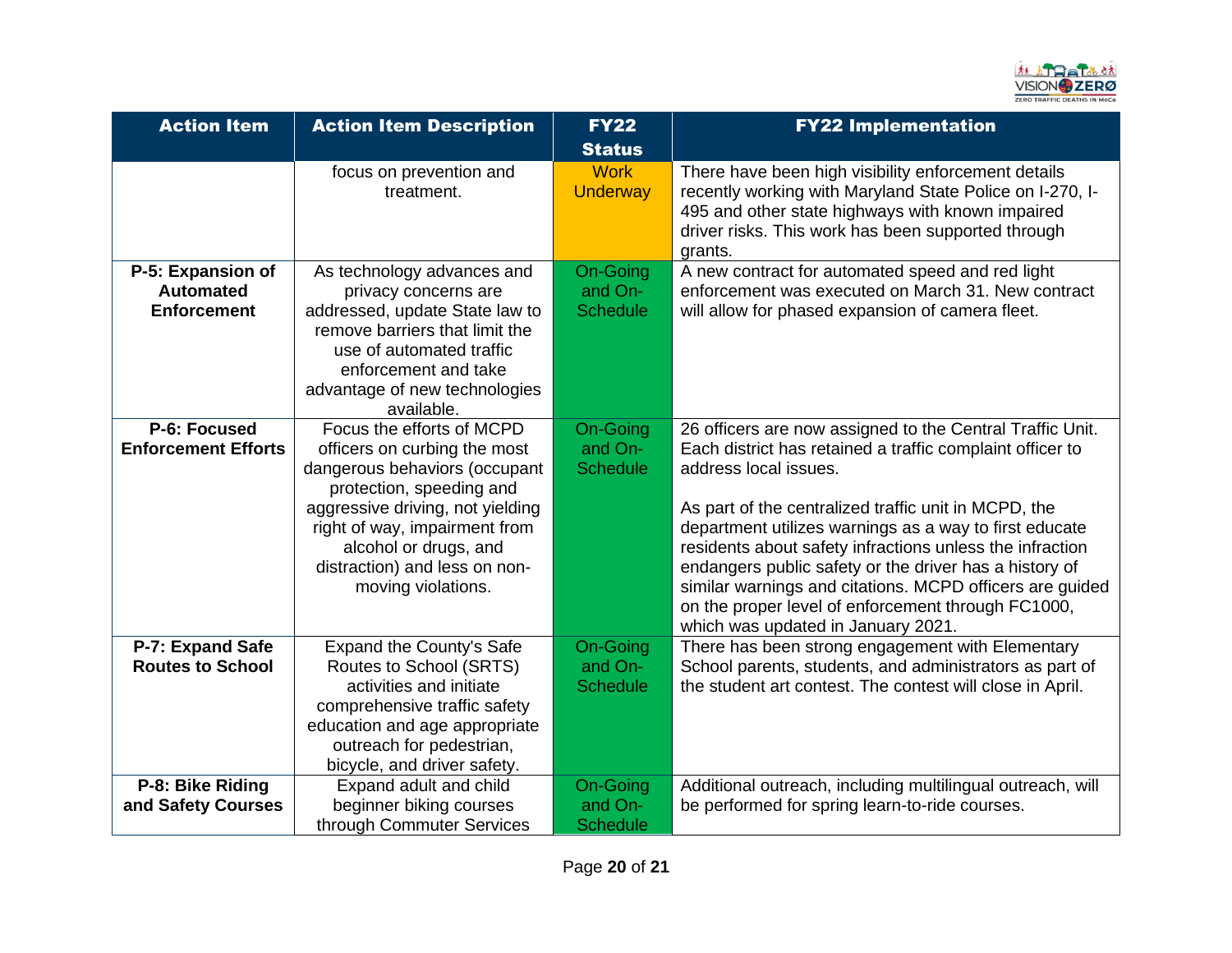| Action Item | Action Item Description | FY22 Status | FY22 Implementation |
|---|---|---|---|
| | focus on prevention and treatment. | Work Underway | There have been high visibility enforcement details recently working with Maryland State Police on I-270, I-495 and other state highways with known impaired driver risks. This work has been supported through grants. |
| **P-5: Expansion of Automated Enforcement** | As technology advances and privacy concerns are addressed, update State law to remove barriers that limit the use of automated traffic enforcement and take advantage of new technologies available. | On-Going and On-Schedule | A new contract for automated speed and red light enforcement was executed on March 31. New contract will allow for phased expansion of camera fleet. |
| **P-6: Focused Enforcement Efforts** | Focus the efforts of MCPD officers on curbing the most dangerous behaviors (occupant protection, speeding and aggressive driving, not yielding right of way, impairment from alcohol or drugs, and distraction) and less on non-moving violations. | On-Going and On-Schedule | 26 officers are now assigned to the Central Traffic Unit. Each district has retained a traffic complaint officer to address local issues.<br><br>As part of the centralized traffic unit in MCPD, the department utilizes warnings as a way to first educate residents about safety infractions unless the infraction endangers public safety or the driver has a history of similar warnings and citations. MCPD officers are guided on the proper level of enforcement through FC1000, which was updated in January 2021. |
| **P-7: Expand Safe Routes to School** | Expand the County's Safe Routes to School (SRTS) activities and initiate comprehensive traffic safety education and age appropriate outreach for pedestrian, bicycle, and driver safety. | On-Going and On-Schedule | There has been strong engagement with Elementary School parents, students, and administrators as part of the student art contest. The contest will close in April. |
| **P-8: Bike Riding and Safety Courses** | Expand adult and child beginner biking courses through Commuter Services | On-Going and On-Schedule | Additional outreach, including multilingual outreach, will be performed for spring learn-to-ride courses. |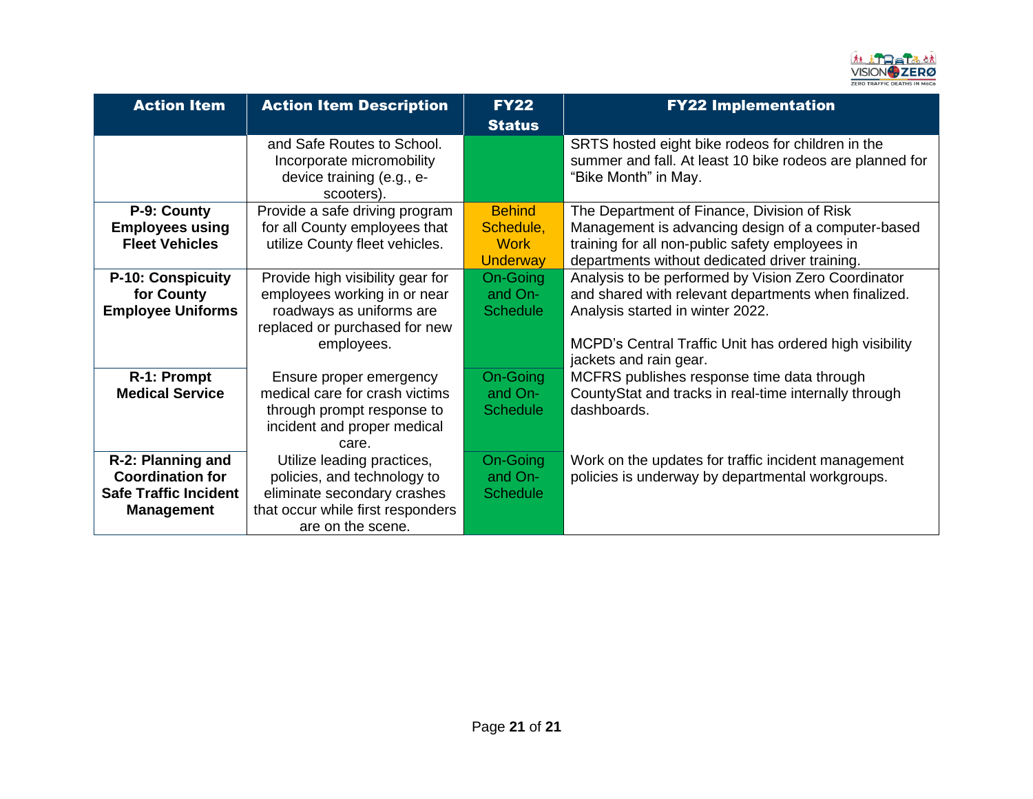| Action Item | Action Item Description | FY22 Status | FY22 Implementation |
|---|---|---|---|
| | and Safe Routes to School. Incorporate micromobility device training (e.g., e-scooters). | | SRTS hosted eight bike rodeos for children in the summer and fall. At least 10 bike rodeos are planned for “Bike Month” in May. |
| **P-9: County Employees using Fleet Vehicles** | Provide a safe driving program for all County employees that utilize County fleet vehicles. | Behind Schedule, Work Underway | The Department of Finance, Division of Risk Management is advancing design of a computer-based training for all non-public safety employees in departments without dedicated driver training. |
| **P-10: Conspicuity for County Employee Uniforms** | Provide high visibility gear for employees working in or near roadways as uniforms are replaced or purchased for new employees. | On-Going and On-Schedule | Analysis to be performed by Vision Zero Coordinator and shared with relevant departments when finalized. Analysis started in winter 2022. <br><br> MCPD’s Central Traffic Unit has ordered high visibility jackets and rain gear. |
| **R-1: Prompt Medical Service** | Ensure proper emergency medical care for crash victims through prompt response to incident and proper medical care. | On-Going and On-Schedule | MCFRS publishes response time data through CountyStat and tracks in real-time internally through dashboards. |
| **R-2: Planning and Coordination for Safe Traffic Incident Management** | Utilize leading practices, policies, and technology to eliminate secondary crashes that occur while first responders are on the scene. | On-Going and On-Schedule | Work on the updates for traffic incident management policies is underway by departmental workgroups. |